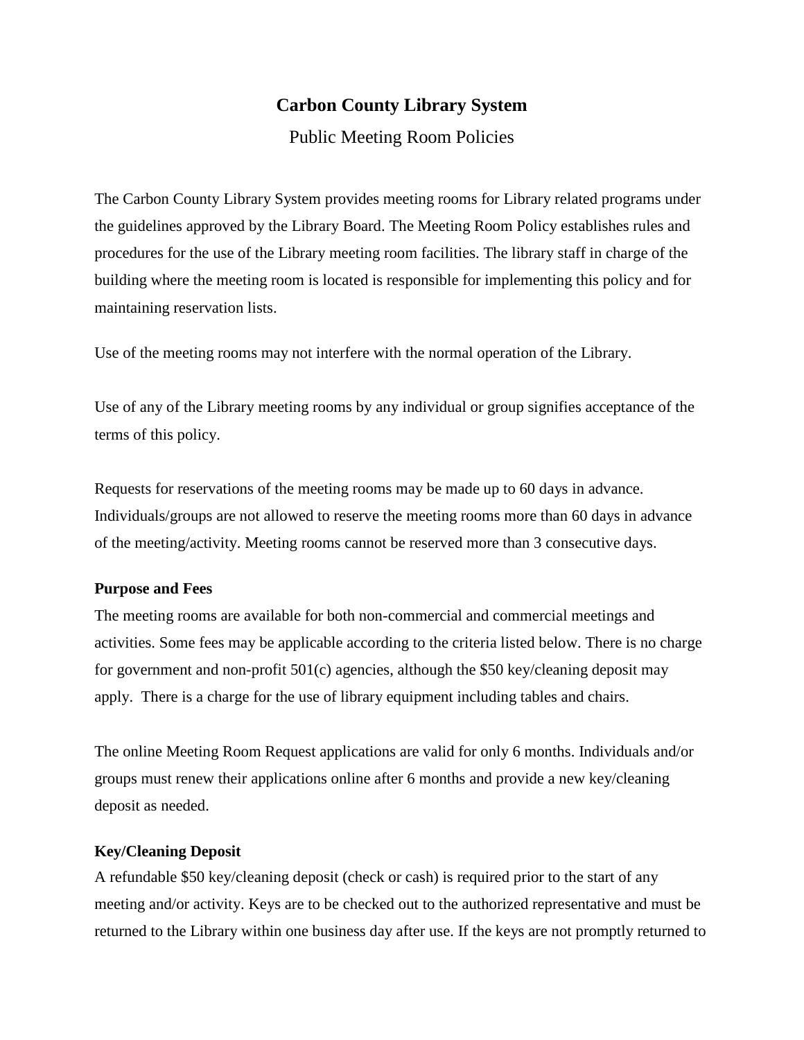# Carbon County Library System

## Public Meeting Room Policies

The Carbon County Library System provides meeting rooms for Library related programs under the guidelines approved by the Library Board. The Meeting Room Policy establishes rules and procedures for the use of the Library meeting room facilities. The library staff in charge of the building where the meeting room is located is responsible for implementing this policy and for maintaining reservation lists.

Use of the meeting rooms may not interfere with the normal operation of the Library.

Use of any of the Library meeting rooms by any individual or group signifies acceptance of the terms of this policy.

Requests for reservations of the meeting rooms may be made up to 60 days in advance. Individuals/groups are not allowed to reserve the meeting rooms more than 60 days in advance of the meeting/activity. Meeting rooms cannot be reserved more than 3 consecutive days.

**Purpose and Fees**

The meeting rooms are available for both non-commercial and commercial meetings and activities. Some fees may be applicable according to the criteria listed below. There is no charge for government and non-profit 501(c) agencies, although the $50 key/cleaning deposit may apply. There is a charge for the use of library equipment including tables and chairs.

The online Meeting Room Request applications are valid for only 6 months. Individuals and/or groups must renew their applications online after 6 months and provide a new key/cleaning deposit as needed.

**Key/Cleaning Deposit**

A refundable $50 key/cleaning deposit (check or cash) is required prior to the start of any meeting and/or activity. Keys are to be checked out to the authorized representative and must be returned to the Library within one business day after use. If the keys are not promptly returned to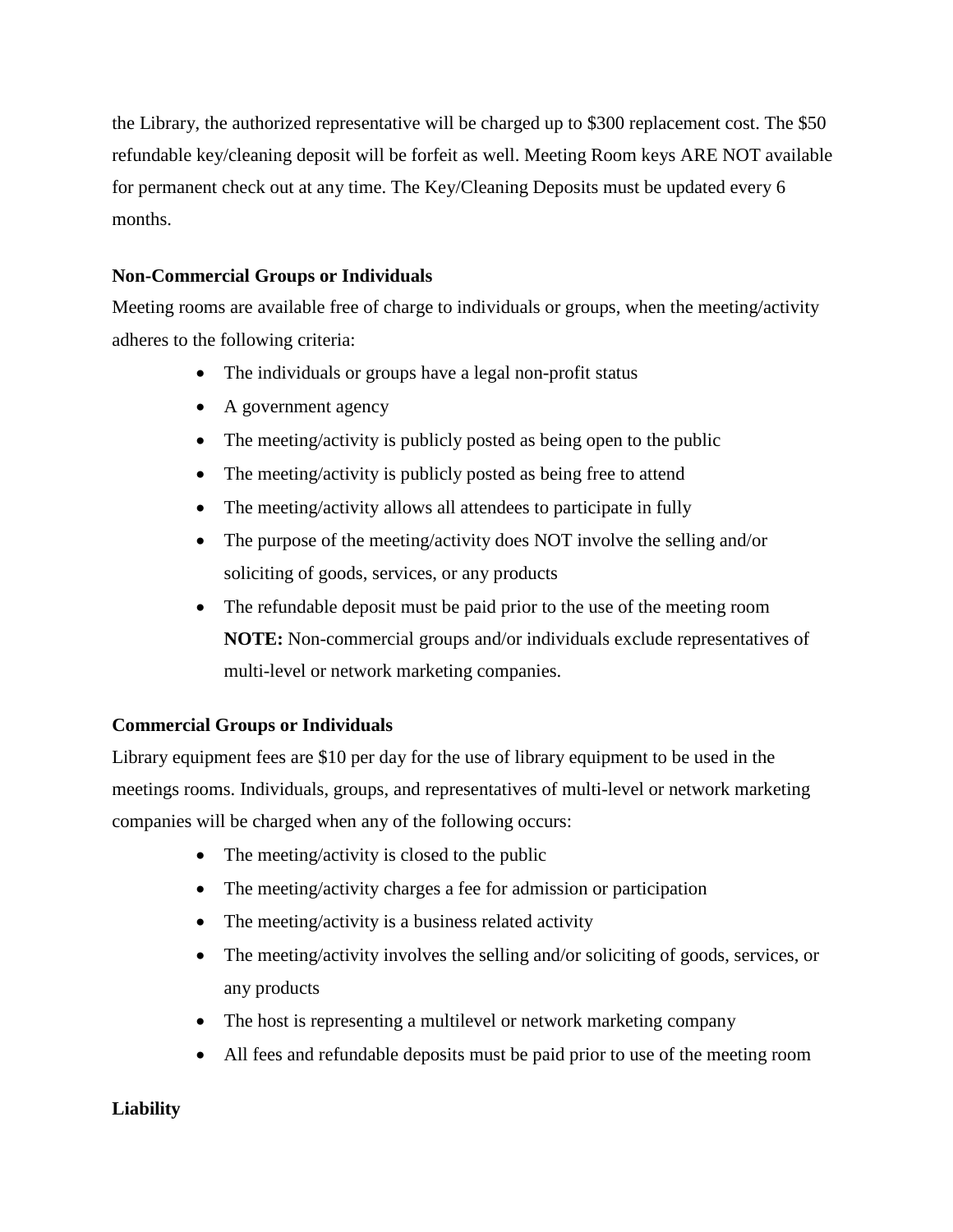the Library, the authorized representative will be charged up to $300 replacement cost. The $50 refundable key/cleaning deposit will be forfeit as well. Meeting Room keys ARE NOT available for permanent check out at any time. The Key/Cleaning Deposits must be updated every 6 months.

**Non-Commercial Groups or Individuals**

Meeting rooms are available free of charge to individuals or groups, when the meeting/activity adheres to the following criteria:

- The individuals or groups have a legal non-profit status
- A government agency
- The meeting/activity is publicly posted as being open to the public
- The meeting/activity is publicly posted as being free to attend
- The meeting/activity allows all attendees to participate in fully
- The purpose of the meeting/activity does NOT involve the selling and/or soliciting of goods, services, or any products
- The refundable deposit must be paid prior to the use of the meeting room
  **NOTE:** Non-commercial groups and/or individuals exclude representatives of multi-level or network marketing companies.

**Commercial Groups or Individuals**

Library equipment fees are $10 per day for the use of library equipment to be used in the meetings rooms. Individuals, groups, and representatives of multi-level or network marketing companies will be charged when any of the following occurs:

- The meeting/activity is closed to the public
- The meeting/activity charges a fee for admission or participation
- The meeting/activity is a business related activity
- The meeting/activity involves the selling and/or soliciting of goods, services, or any products
- The host is representing a multilevel or network marketing company
- All fees and refundable deposits must be paid prior to use of the meeting room

**Liability**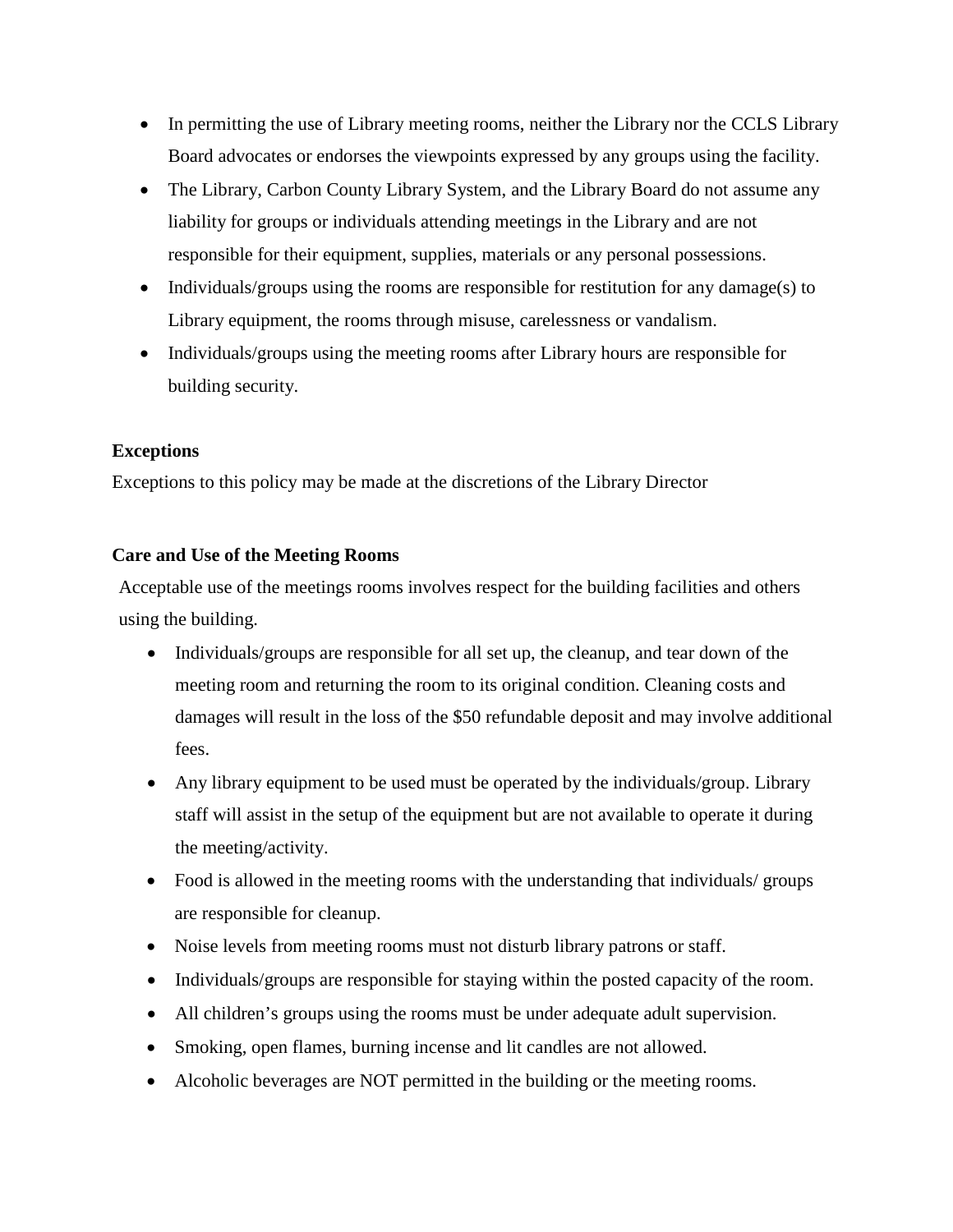- In permitting the use of Library meeting rooms, neither the Library nor the CCLS Library Board advocates or endorses the viewpoints expressed by any groups using the facility.
- The Library, Carbon County Library System, and the Library Board do not assume any liability for groups or individuals attending meetings in the Library and are not responsible for their equipment, supplies, materials or any personal possessions.
- Individuals/groups using the rooms are responsible for restitution for any damage(s) to Library equipment, the rooms through misuse, carelessness or vandalism.
- Individuals/groups using the meeting rooms after Library hours are responsible for building security.

**Exceptions**

Exceptions to this policy may be made at the discretions of the Library Director

**Care and Use of the Meeting Rooms**

Acceptable use of the meetings rooms involves respect for the building facilities and others using the building.

- Individuals/groups are responsible for all set up, the cleanup, and tear down of the meeting room and returning the room to its original condition. Cleaning costs and damages will result in the loss of the $50 refundable deposit and may involve additional fees.
- Any library equipment to be used must be operated by the individuals/group. Library staff will assist in the setup of the equipment but are not available to operate it during the meeting/activity.
- Food is allowed in the meeting rooms with the understanding that individuals/ groups are responsible for cleanup.
- Noise levels from meeting rooms must not disturb library patrons or staff.
- Individuals/groups are responsible for staying within the posted capacity of the room.
- All children's groups using the rooms must be under adequate adult supervision.
- Smoking, open flames, burning incense and lit candles are not allowed.
- Alcoholic beverages are NOT permitted in the building or the meeting rooms.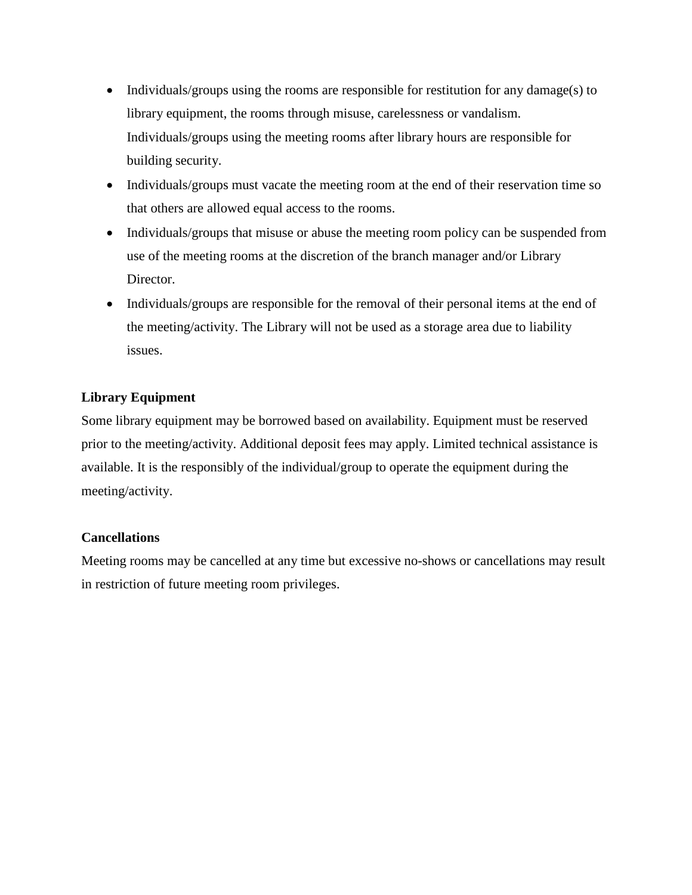- Individuals/groups using the rooms are responsible for restitution for any damage(s) to library equipment, the rooms through misuse, carelessness or vandalism. Individuals/groups using the meeting rooms after library hours are responsible for building security.
- Individuals/groups must vacate the meeting room at the end of their reservation time so that others are allowed equal access to the rooms.
- Individuals/groups that misuse or abuse the meeting room policy can be suspended from use of the meeting rooms at the discretion of the branch manager and/or Library Director.
- Individuals/groups are responsible for the removal of their personal items at the end of the meeting/activity. The Library will not be used as a storage area due to liability issues.

**Library Equipment**

Some library equipment may be borrowed based on availability. Equipment must be reserved prior to the meeting/activity. Additional deposit fees may apply. Limited technical assistance is available. It is the responsibly of the individual/group to operate the equipment during the meeting/activity.

**Cancellations**

Meeting rooms may be cancelled at any time but excessive no-shows or cancellations may result in restriction of future meeting room privileges.